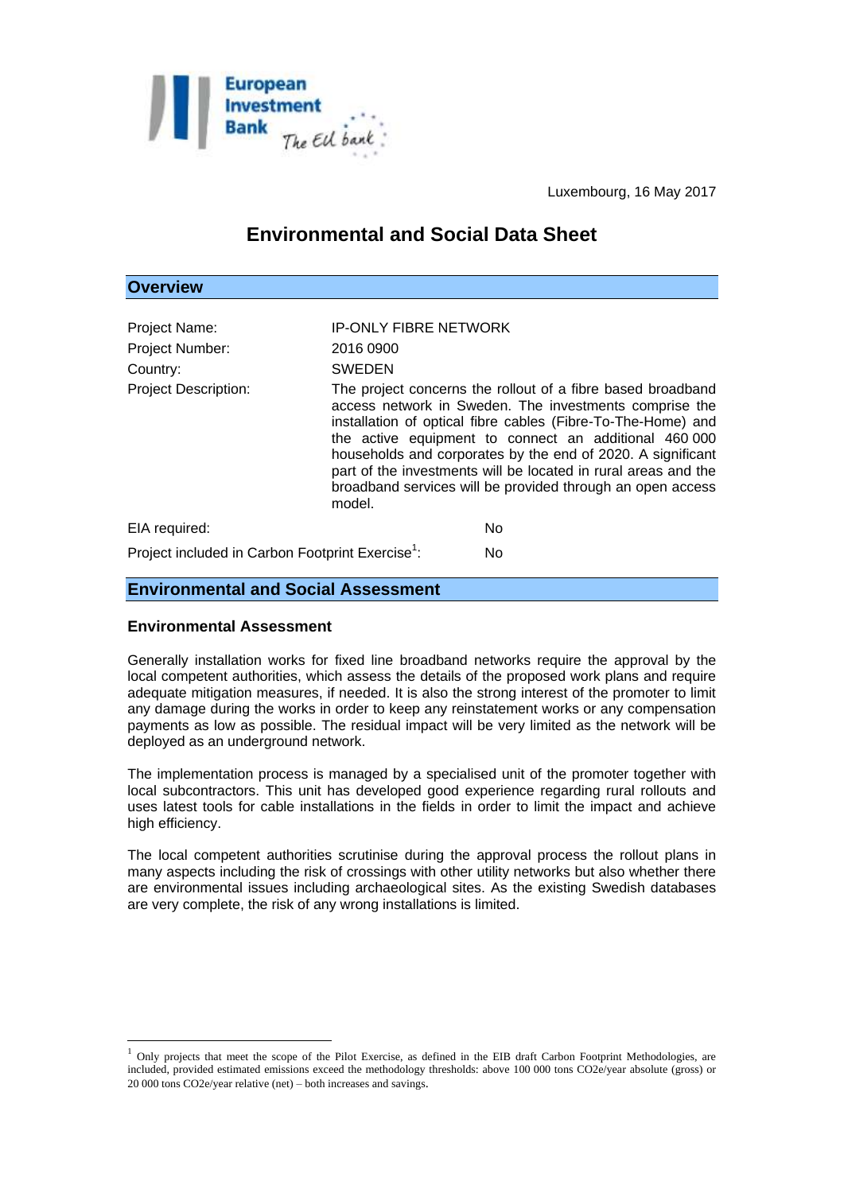Luxembourg, 16 May 2017

# Environmental and Social Data Sheet

## Overview

| | |
|---|---|
| Project Name: | IP-ONLY FIBRE NETWORK |
| Project Number: | 2016 0900 |
| Country: | SWEDEN |
| Project Description: | The project concerns the rollout of a fibre based broadband access network in Sweden. The investments comprise the installation of optical fibre cables (Fibre-To-The-Home) and the active equipment to connect an additional 460 000 households and corporates by the end of 2020. A significant part of the investments will be located in rural areas and the broadband services will be provided through an open access model. |

EIA required: No

Project included in Carbon Footprint Exercise[1]: No

## Environmental and Social Assessment

### Environmental Assessment

Generally installation works for fixed line broadband networks require the approval by the local competent authorities, which assess the details of the proposed work plans and require adequate mitigation measures, if needed. It is also the strong interest of the promoter to limit any damage during the works in order to keep any reinstatement works or any compensation payments as low as possible. The residual impact will be very limited as the network will be deployed as an underground network.

The implementation process is managed by a specialised unit of the promoter together with local subcontractors. This unit has developed good experience regarding rural rollouts and uses latest tools for cable installations in the fields in order to limit the impact and achieve high efficiency.

The local competent authorities scrutinise during the approval process the rollout plans in many aspects including the risk of crossings with other utility networks but also whether there are environmental issues including archaeological sites. As the existing Swedish databases are very complete, the risk of any wrong installations is limited.

---

[1] Only projects that meet the scope of the Pilot Exercise, as defined in the EIB draft Carbon Footprint Methodologies, are included, provided estimated emissions exceed the methodology thresholds: above 100 000 tons CO2e/year absolute (gross) or 20 000 tons CO2e/year relative (net) – both increases and savings.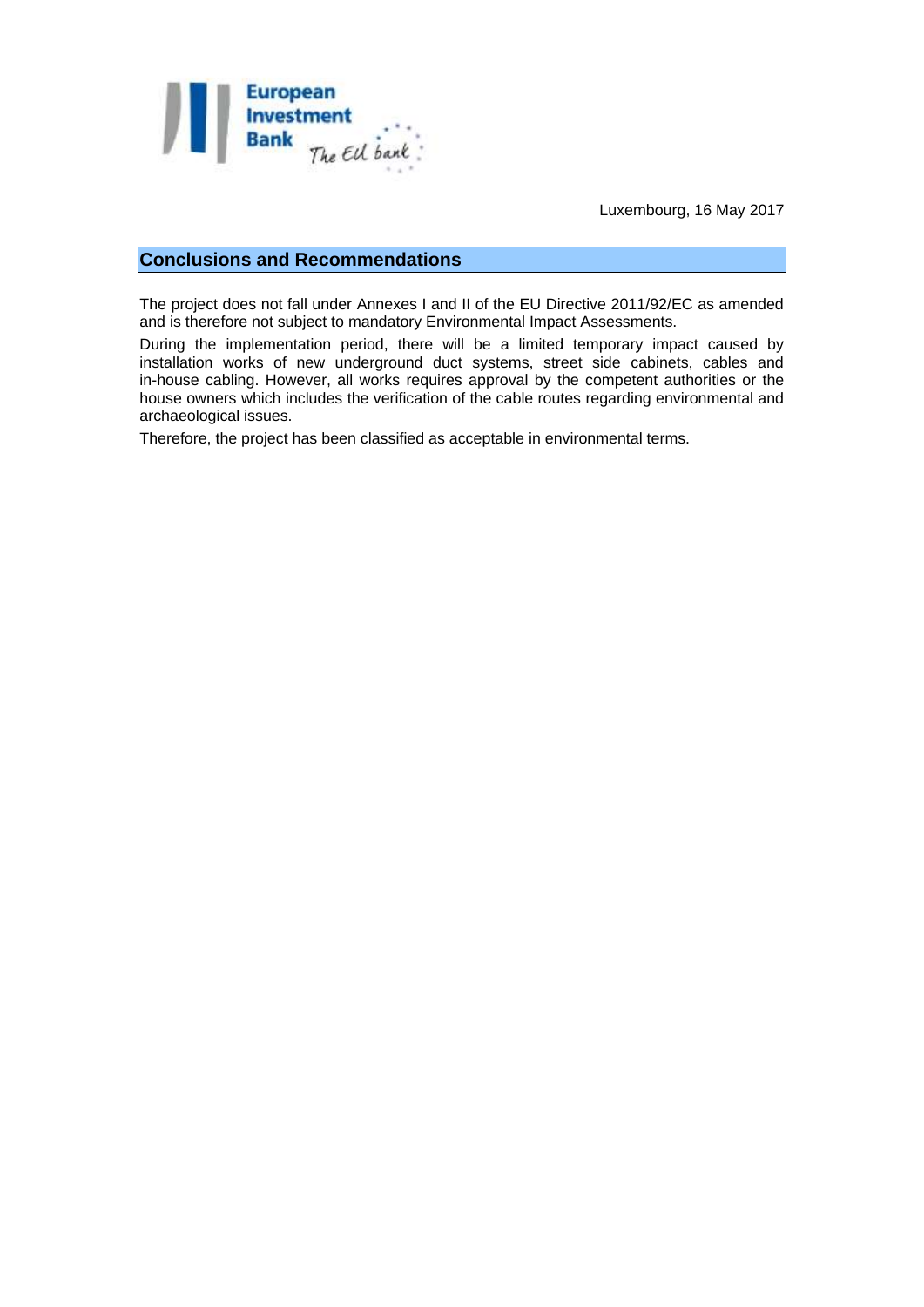Luxembourg, 16 May 2017

## Conclusions and Recommendations

The project does not fall under Annexes I and II of the EU Directive 2011/92/EC as amended and is therefore not subject to mandatory Environmental Impact Assessments.

During the implementation period, there will be a limited temporary impact caused by installation works of new underground duct systems, street side cabinets, cables and in-house cabling. However, all works requires approval by the competent authorities or the house owners which includes the verification of the cable routes regarding environmental and archaeological issues.

Therefore, the project has been classified as acceptable in environmental terms.